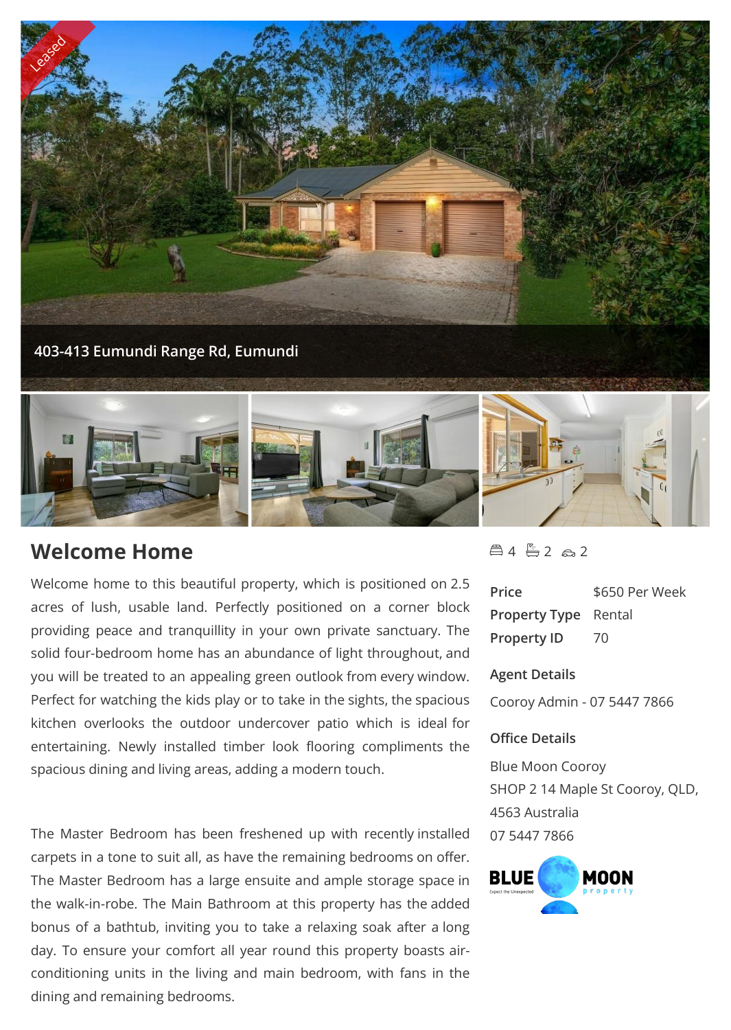Leased

403-413 Eumundi Range Rd, Eumundi

## Welcome Home

Welcome home to this beautiful property, which is positioned on 2.5 acres of lush, usable land. Perfectly positioned on a corner block providing peace and tranquillity in your own private sanctuary. The solid four-bedroom home has an abundance of light throughout, and you will be treated to an appealing green outlook from every window. Perfect for watching the kids play or to take in the sights, the spacious kitchen overlooks the outdoor undercover patio which is ideal for entertaining. Newly installed timber look flooring compliments the spacious dining and living areas, adding a modern touch.

The Master Bedroom has been freshened up with recently installed carpets in a tone to suit all, as have the remaining bedrooms on offer. The Master Bedroom has a large ensuite and ample storage space in the walk-in-robe. The Main Bathroom at this property has the added bonus of a bathtub, inviting you to take a relaxing soak after a long day. To ensure your comfort all year round this property boasts air-conditioning units in the living and main bedroom, with fans in the dining and remaining bedrooms.

4 2 2

| | |
|---|---|
| **Price** | $650 Per Week |
| **Property Type** | Rental |
| **Property ID** | 70 |

**Agent Details**

Cooroy Admin - 07 5447 7866

**Office Details**

Blue Moon Cooroy
SHOP 2 14 Maple St Cooroy, QLD, 4563 Australia
07 5447 7866

BLUE MOON property
Expect the Unexpected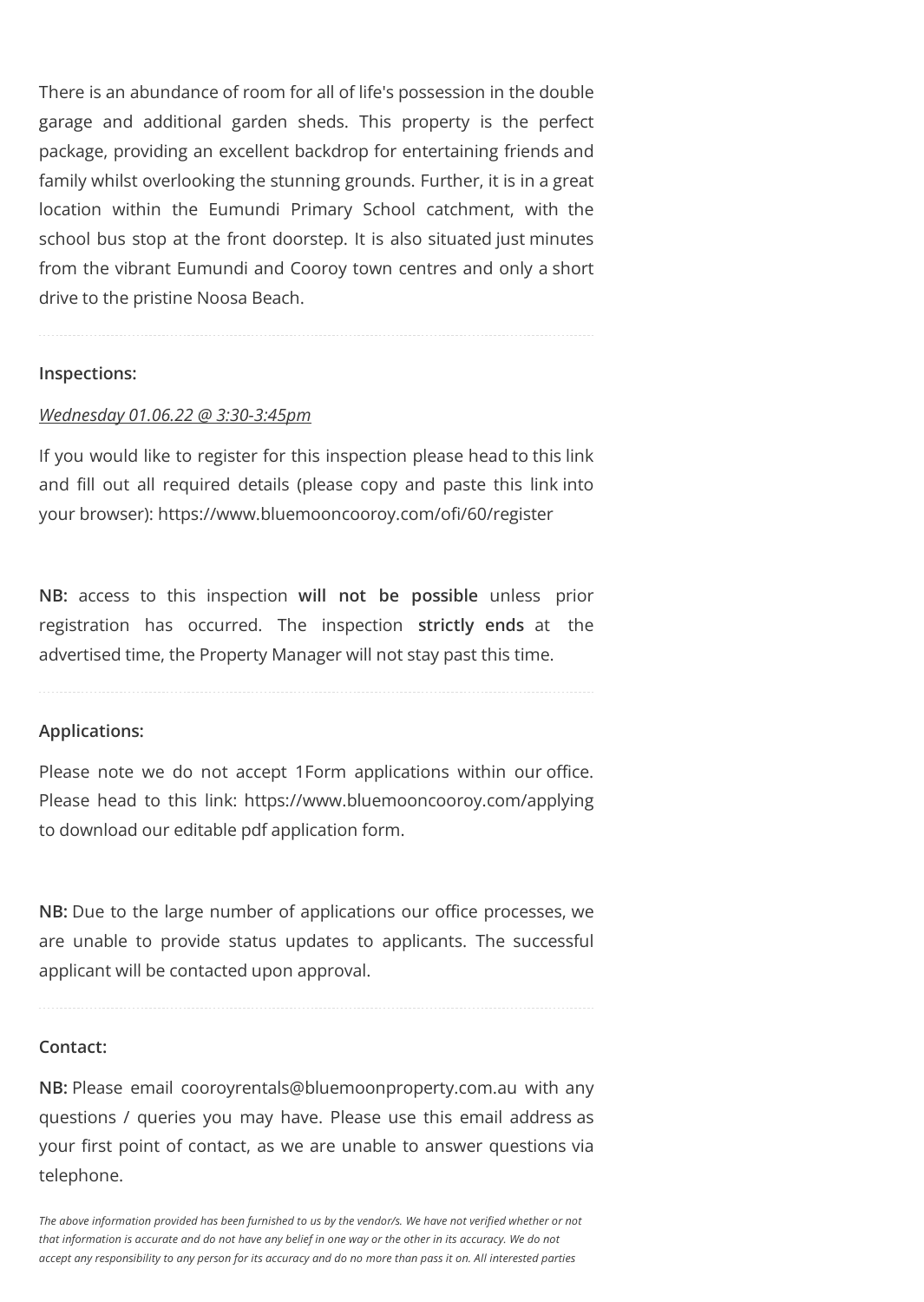There is an abundance of room for all of life's possession in the double garage and additional garden sheds. This property is the perfect package, providing an excellent backdrop for entertaining friends and family whilst overlooking the stunning grounds. Further, it is in a great location within the Eumundi Primary School catchment, with the school bus stop at the front doorstep. It is also situated just minutes from the vibrant Eumundi and Cooroy town centres and only a short drive to the pristine Noosa Beach.

---

**Inspections:**

*Wednesday 01.06.22 @ 3:30-3:45pm*

If you would like to register for this inspection please head to this link and fill out all required details (please copy and paste this link into your browser): https://www.bluemooncooroy.com/ofi/60/register

**NB:** access to this inspection **will not be possible** unless prior registration has occurred. The inspection **strictly ends** at the advertised time, the Property Manager will not stay past this time.

---

**Applications:**

Please note we do not accept 1Form applications within our office. Please head to this link: https://www.bluemooncooroy.com/applying to download our editable pdf application form.

**NB:** Due to the large number of applications our office processes, we are unable to provide status updates to applicants. The successful applicant will be contacted upon approval.

---

**Contact:**

**NB:** Please email cooroyrentals@bluemoonproperty.com.au with any questions / queries you may have. Please use this email address as your first point of contact, as we are unable to answer questions via telephone.

*The above information provided has been furnished to us by the vendor/s. We have not verified whether or not that information is accurate and do not have any belief in one way or the other in its accuracy. We do not accept any responsibility to any person for its accuracy and do no more than pass it on. All interested parties*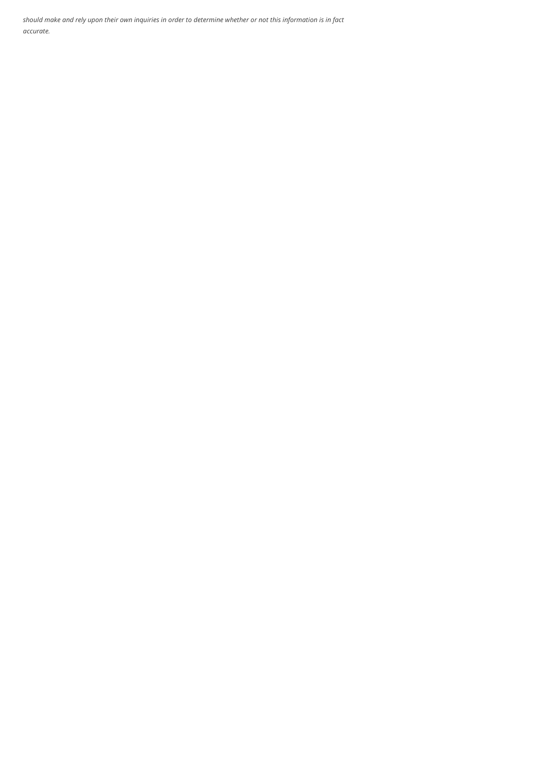*should make and rely upon their own inquiries in order to determine whether or not this information is in fact accurate.*